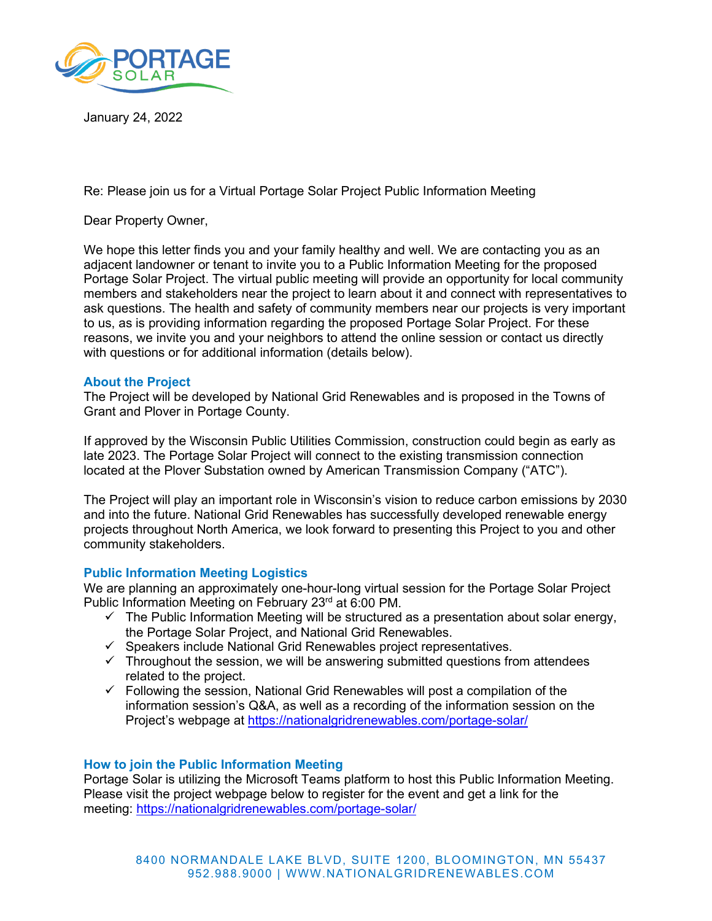PORTAGE SOLAR

January 24, 2022

Re: Please join us for a Virtual Portage Solar Project Public Information Meeting

Dear Property Owner,

We hope this letter finds you and your family healthy and well. We are contacting you as an adjacent landowner or tenant to invite you to a Public Information Meeting for the proposed Portage Solar Project. The virtual public meeting will provide an opportunity for local community members and stakeholders near the project to learn about it and connect with representatives to ask questions. The health and safety of community members near our projects is very important to us, as is providing information regarding the proposed Portage Solar Project. For these reasons, we invite you and your neighbors to attend the online session or contact us directly with questions or for additional information (details below).

## About the Project

The Project will be developed by National Grid Renewables and is proposed in the Towns of Grant and Plover in Portage County.

If approved by the Wisconsin Public Utilities Commission, construction could begin as early as late 2023. The Portage Solar Project will connect to the existing transmission connection located at the Plover Substation owned by American Transmission Company ("ATC").

The Project will play an important role in Wisconsin's vision to reduce carbon emissions by 2030 and into the future. National Grid Renewables has successfully developed renewable energy projects throughout North America, we look forward to presenting this Project to you and other community stakeholders.

## Public Information Meeting Logistics

We are planning an approximately one-hour-long virtual session for the Portage Solar Project Public Information Meeting on February 23rd at 6:00 PM.

- ✓ The Public Information Meeting will be structured as a presentation about solar energy, the Portage Solar Project, and National Grid Renewables.
- ✓ Speakers include National Grid Renewables project representatives.
- ✓ Throughout the session, we will be answering submitted questions from attendees related to the project.
- ✓ Following the session, National Grid Renewables will post a compilation of the information session's Q&A, as well as a recording of the information session on the Project's webpage at https://nationalgridrenewables.com/portage-solar/

## How to join the Public Information Meeting

Portage Solar is utilizing the Microsoft Teams platform to host this Public Information Meeting. Please visit the project webpage below to register for the event and get a link for the meeting: https://nationalgridrenewables.com/portage-solar/

8400 NORMANDALE LAKE BLVD, SUITE 1200, BLOOMINGTON, MN 55437
952.988.9000 | WWW.NATIONALGRIDRENEWABLES.COM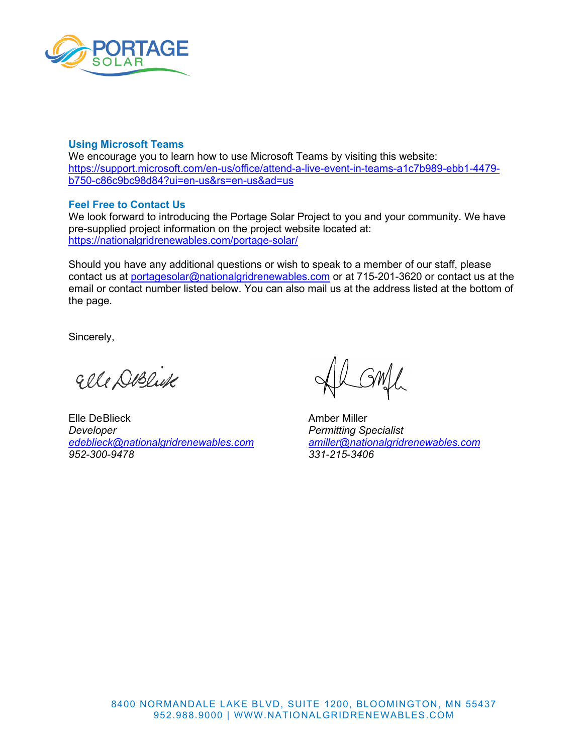## Using Microsoft Teams

We encourage you to learn how to use Microsoft Teams by visiting this website: https://support.microsoft.com/en-us/office/attend-a-live-event-in-teams-a1c7b989-ebb1-4479-b750-c86c9bc98d84?ui=en-us&rs=en-us&ad=us

## Feel Free to Contact Us

We look forward to introducing the Portage Solar Project to you and your community. We have pre-supplied project information on the project website located at: https://nationalgridrenewables.com/portage-solar/

Should you have any additional questions or wish to speak to a member of our staff, please contact us at portagesolar@nationalgridrenewables.com or at 715-201-3620 or contact us at the email or contact number listed below. You can also mail us at the address listed at the bottom of the page.

Sincerely,

Elle DeBlieck
*Developer*
*edeblieck@nationalgridrenewables.com*
*952-300-9478*

Amber Miller
*Permitting Specialist*
*amiller@nationalgridrenewables.com*
*331-215-3406*

8400 NORMANDALE LAKE BLVD, SUITE 1200, BLOOMINGTON, MN 55437
952.988.9000 | WWW.NATIONALGRIDRENEWABLES.COM